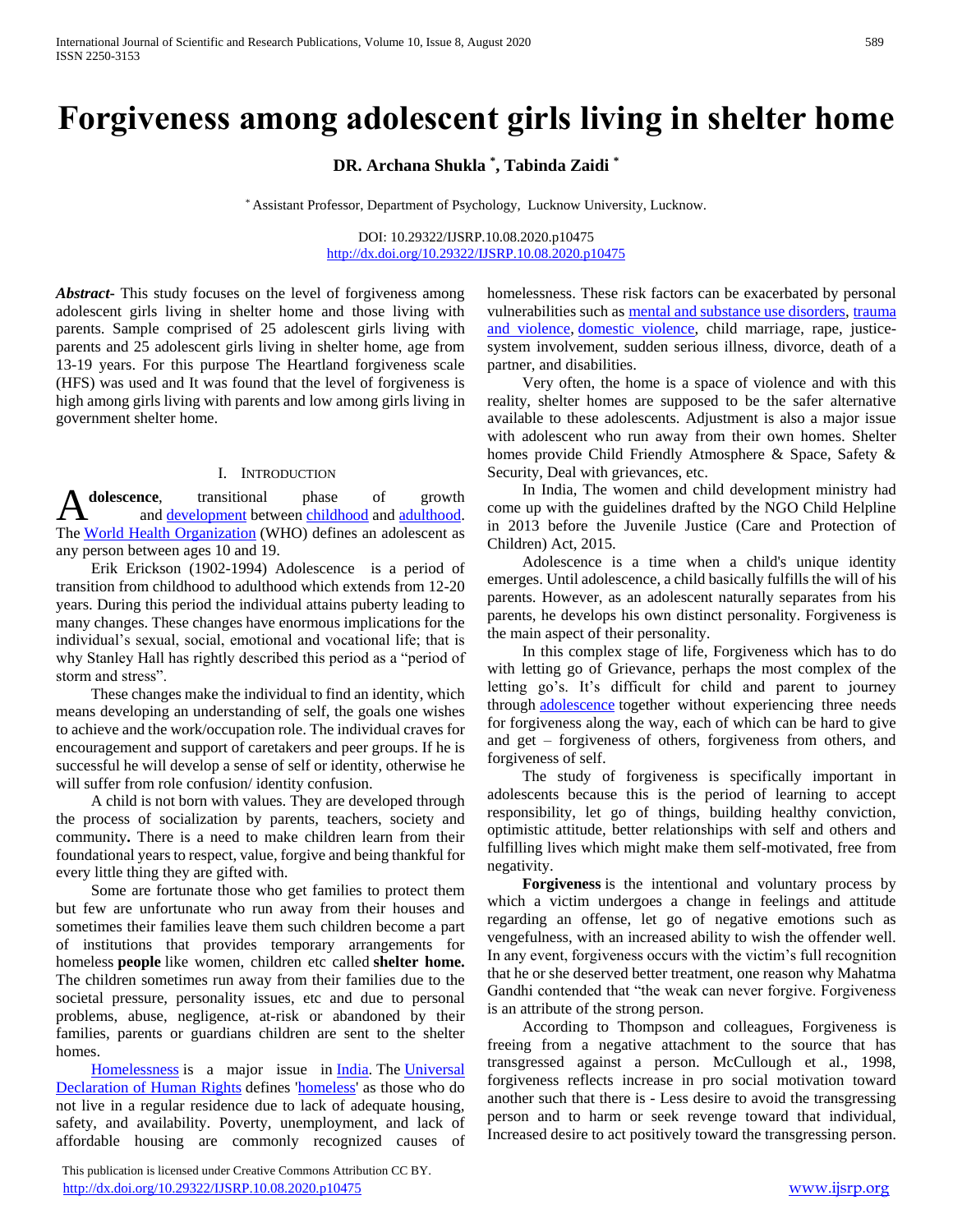# Forgiveness among adolescent girls living in shelter home

**DR. Archana Shukla \*, Tabinda Zaidi \***

\* Assistant Professor, Department of Psychology, Lucknow University, Lucknow.

DOI: 10.29322/IJSRP.10.08.2020.p10475
http://dx.doi.org/10.29322/IJSRP.10.08.2020.p10475

***Abstract*-** This study focuses on the level of forgiveness among adolescent girls living in shelter home and those living with parents. Sample comprised of 25 adolescent girls living with parents and 25 adolescent girls living in shelter home, age from 13-19 years. For this purpose The Heartland forgiveness scale (HFS) was used and It was found that the level of forgiveness is high among girls living with parents and low among girls living in government shelter home.

## I. Introduction

**Adolescence**, transitional phase of growth and development between childhood and adulthood. The World Health Organization (WHO) defines an adolescent as any person between ages 10 and 19.

Erik Erickson (1902-1994) Adolescence is a period of transition from childhood to adulthood which extends from 12-20 years. During this period the individual attains puberty leading to many changes. These changes have enormous implications for the individual's sexual, social, emotional and vocational life; that is why Stanley Hall has rightly described this period as a "period of storm and stress".

These changes make the individual to find an identity, which means developing an understanding of self, the goals one wishes to achieve and the work/occupation role. The individual craves for encouragement and support of caretakers and peer groups. If he is successful he will develop a sense of self or identity, otherwise he will suffer from role confusion/ identity confusion.

A child is not born with values. They are developed through the process of socialization by parents, teachers, society and community**.** There is a need to make children learn from their foundational years to respect, value, forgive and being thankful for every little thing they are gifted with.

Some are fortunate those who get families to protect them but few are unfortunate who run away from their houses and sometimes their families leave them such children become a part of institutions that provides temporary arrangements for homeless **people** like women, children etc called **shelter home.** The children sometimes run away from their families due to the societal pressure, personality issues, etc and due to personal problems, abuse, negligence, at-risk or abandoned by their families, parents or guardians children are sent to the shelter homes.

Homelessness is a major issue in India. The Universal Declaration of Human Rights defines 'homeless' as those who do not live in a regular residence due to lack of adequate housing, safety, and availability. Poverty, unemployment, and lack of affordable housing are commonly recognized causes of homelessness. These risk factors can be exacerbated by personal vulnerabilities such as mental and substance use disorders, trauma and violence, domestic violence, child marriage, rape, justice-system involvement, sudden serious illness, divorce, death of a partner, and disabilities.

Very often, the home is a space of violence and with this reality, shelter homes are supposed to be the safer alternative available to these adolescents. Adjustment is also a major issue with adolescent who run away from their own homes. Shelter homes provide Child Friendly Atmosphere & Space, Safety & Security, Deal with grievances, etc.

In India, The women and child development ministry had come up with the guidelines drafted by the NGO Child Helpline in 2013 before the Juvenile Justice (Care and Protection of Children) Act, 2015.

Adolescence is a time when a child's unique identity emerges. Until adolescence, a child basically fulfills the will of his parents. However, as an adolescent naturally separates from his parents, he develops his own distinct personality. Forgiveness is the main aspect of their personality.

In this complex stage of life, Forgiveness which has to do with letting go of Grievance, perhaps the most complex of the letting go's. It's difficult for child and parent to journey through adolescence together without experiencing three needs for forgiveness along the way, each of which can be hard to give and get – forgiveness of others, forgiveness from others, and forgiveness of self.

The study of forgiveness is specifically important in adolescents because this is the period of learning to accept responsibility, let go of things, building healthy conviction, optimistic attitude, better relationships with self and others and fulfilling lives which might make them self-motivated, free from negativity.

**Forgiveness** is the intentional and voluntary process by which a victim undergoes a change in feelings and attitude regarding an offense, let go of negative emotions such as vengefulness, with an increased ability to wish the offender well. In any event, forgiveness occurs with the victim's full recognition that he or she deserved better treatment, one reason why Mahatma Gandhi contended that "the weak can never forgive. Forgiveness is an attribute of the strong person.

According to Thompson and colleagues, Forgiveness is freeing from a negative attachment to the source that has transgressed against a person. McCullough et al., 1998, forgiveness reflects increase in pro social motivation toward another such that there is - Less desire to avoid the transgressing person and to harm or seek revenge toward that individual, Increased desire to act positively toward the transgressing person.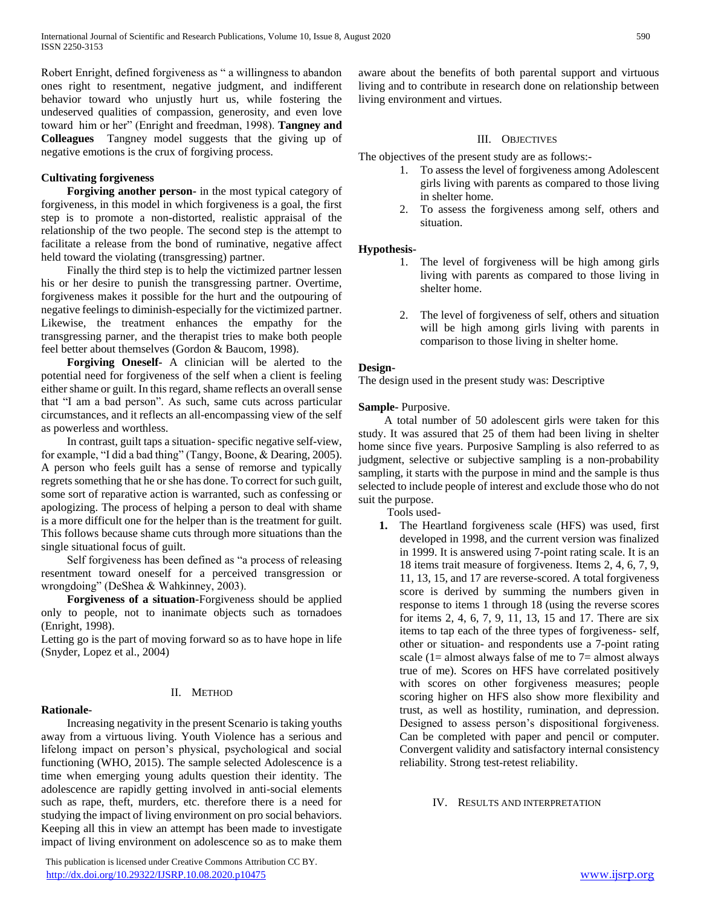Robert Enright, defined forgiveness as " a willingness to abandon ones right to resentment, negative judgment, and indifferent behavior toward who unjustly hurt us, while fostering the undeserved qualities of compassion, generosity, and even love toward him or her" (Enright and freedman, 1998). **Tangney and Colleagues** Tangney model suggests that the giving up of negative emotions is the crux of forgiving process.

**Cultivating forgiveness**

**Forgiving another person-** in the most typical category of forgiveness, in this model in which forgiveness is a goal, the first step is to promote a non-distorted, realistic appraisal of the relationship of the two people. The second step is the attempt to facilitate a release from the bond of ruminative, negative affect held toward the violating (transgressing) partner.

Finally the third step is to help the victimized partner lessen his or her desire to punish the transgressing partner. Overtime, forgiveness makes it possible for the hurt and the outpouring of negative feelings to diminish-especially for the victimized partner. Likewise, the treatment enhances the empathy for the transgressing parner, and the therapist tries to make both people feel better about themselves (Gordon & Baucom, 1998).

**Forgiving Oneself-** A clinician will be alerted to the potential need for forgiveness of the self when a client is feeling either shame or guilt. In this regard, shame reflects an overall sense that "I am a bad person". As such, same cuts across particular circumstances, and it reflects an all-encompassing view of the self as powerless and worthless.

In contrast, guilt taps a situation- specific negative self-view, for example, "I did a bad thing" (Tangy, Boone, & Dearing, 2005). A person who feels guilt has a sense of remorse and typically regrets something that he or she has done. To correct for such guilt, some sort of reparative action is warranted, such as confessing or apologizing. The process of helping a person to deal with shame is a more difficult one for the helper than is the treatment for guilt. This follows because shame cuts through more situations than the single situational focus of guilt.

Self forgiveness has been defined as "a process of releasing resentment toward oneself for a perceived transgression or wrongdoing" (DeShea & Wahkinney, 2003).

**Forgiveness of a situation-**Forgiveness should be applied only to people, not to inanimate objects such as tornadoes (Enright, 1998).

Letting go is the part of moving forward so as to have hope in life (Snyder, Lopez et al., 2004)

## II. Method

**Rationale-**

Increasing negativity in the present Scenario is taking youths away from a virtuous living. Youth Violence has a serious and lifelong impact on person's physical, psychological and social functioning (WHO, 2015). The sample selected Adolescence is a time when emerging young adults question their identity. The adolescence are rapidly getting involved in anti-social elements such as rape, theft, murders, etc. therefore there is a need for studying the impact of living environment on pro social behaviors. Keeping all this in view an attempt has been made to investigate impact of living environment on adolescence so as to make them aware about the benefits of both parental support and virtuous living and to contribute in research done on relationship between living environment and virtues.

## III. Objectives

The objectives of the present study are as follows:-

1. To assess the level of forgiveness among Adolescent girls living with parents as compared to those living in shelter home.
2. To assess the forgiveness among self, others and situation.

**Hypothesis-**

1. The level of forgiveness will be high among girls living with parents as compared to those living in shelter home.
2. The level of forgiveness of self, others and situation will be high among girls living with parents in comparison to those living in shelter home.

**Design-**

The design used in the present study was: Descriptive

**Sample-** Purposive.

A total number of 50 adolescent girls were taken for this study. It was assured that 25 of them had been living in shelter home since five years. Purposive Sampling is also referred to as judgment, selective or subjective sampling is a non-probability sampling, it starts with the purpose in mind and the sample is thus selected to include people of interest and exclude those who do not suit the purpose.

Tools used-

1. The Heartland forgiveness scale (HFS) was used, first developed in 1998, and the current version was finalized in 1999. It is answered using 7-point rating scale. It is an 18 items trait measure of forgiveness. Items 2, 4, 6, 7, 9, 11, 13, 15, and 17 are reverse-scored. A total forgiveness score is derived by summing the numbers given in response to items 1 through 18 (using the reverse scores for items 2, 4, 6, 7, 9, 11, 13, 15 and 17. There are six items to tap each of the three types of forgiveness- self, other or situation- and respondents use a 7-point rating scale (1= almost always false of me to 7= almost always true of me). Scores on HFS have correlated positively with scores on other forgiveness measures; people scoring higher on HFS also show more flexibility and trust, as well as hostility, rumination, and depression. Designed to assess person's dispositional forgiveness. Can be completed with paper and pencil or computer. Convergent validity and satisfactory internal consistency reliability. Strong test-retest reliability.

## IV. Results and Interpretation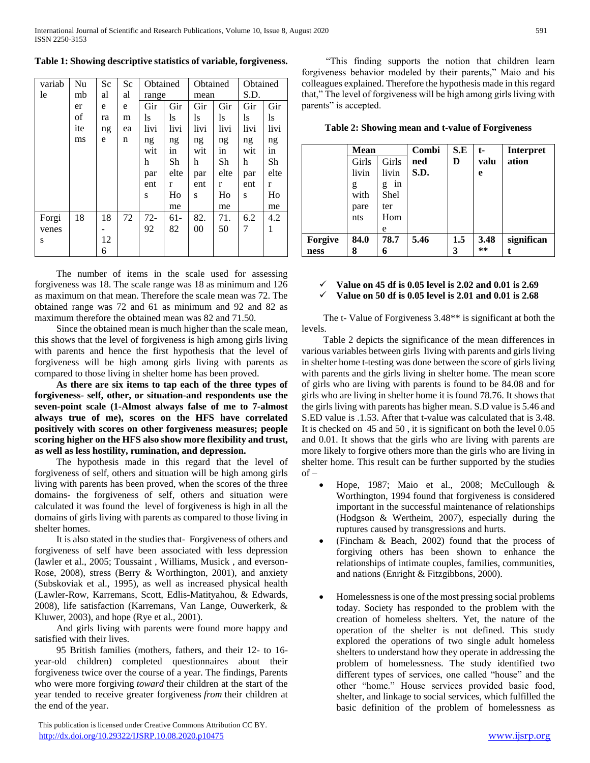**Table 1: Showing descriptive statistics of variable, forgiveness.**

| variable | Number of items | Scale range | Scale mean | Obtained range | | Obtained mean | | Obtained S.D. | |
|---|---|---|---|---|---|---|---|---|---|
| | | | | Girls living with parents | Girls living in Shelter Home | Girls living with parents | Girls living in Shelter Home | Girls living with parents | Girls living in Shelter Home |
| Forgivenes s | 18 | 18-126 | 72 | 72-92 | 61-82 | 82.00 | 71.50 | 6.27 | 4.21 |

The number of items in the scale used for assessing forgiveness was 18. The scale range was 18 as minimum and 126 as maximum on that mean. Therefore the scale mean was 72. The obtained range was 72 and 61 as minimum and 92 and 82 as maximum therefore the obtained mean was 82 and 71.50.

Since the obtained mean is much higher than the scale mean, this shows that the level of forgiveness is high among girls living with parents and hence the first hypothesis that the level of forgiveness will be high among girls living with parents as compared to those living in shelter home has been proved.

**As there are six items to tap each of the three types of forgiveness- self, other, or situation-and respondents use the seven-point scale (1-Almost always false of me to 7-almost always true of me), scores on the HFS have correlated positively with scores on other forgiveness measures; people scoring higher on the HFS also show more flexibility and trust, as well as less hostility, rumination, and depression.**

The hypothesis made in this regard that the level of forgiveness of self, others and situation will be high among girls living with parents has been proved, when the scores of the three domains- the forgiveness of self, others and situation were calculated it was found the level of forgiveness is high in all the domains of girls living with parents as compared to those living in shelter homes.

It is also stated in the studies that- Forgiveness of others and forgiveness of self have been associated with less depression (lawler et al., 2005; Toussaint , Williams, Musick , and everson-Rose, 2008), stress (Berry & Worthington, 2001), and anxiety (Subskoviak et al., 1995), as well as increased physical health (Lawler-Row, Karremans, Scott, Edlis-Matityahou, & Edwards, 2008), life satisfaction (Karremans, Van Lange, Ouwerkerk, & Kluwer, 2003), and hope (Rye et al., 2001).

And girls living with parents were found more happy and satisfied with their lives.

95 British families (mothers, fathers, and their 12- to 16-year-old children) completed questionnaires about their forgiveness twice over the course of a year. The findings, Parents who were more forgiving *toward* their children at the start of the year tended to receive greater forgiveness *from* their children at the end of the year.

"This finding supports the notion that children learn forgiveness behavior modeled by their parents," Maio and his colleagues explained. Therefore the hypothesis made in this regard that," The level of forgiveness will be high among girls living with parents" is accepted.

**Table 2: Showing mean and t-value of Forgiveness**

| | Mean | | Combined S.D. | S.ED | t-value | Interpretation |
|---|---|---|---|---|---|---|
| | Girls living with parents | Girls living in Shelter Home | | | | |
| **Forgiveness** | **84.08** | **78.76** | **5.46** | **1.53** | **3.48 \*\*** | **significant** |

- ✓ **Value on 45 df is 0.05 level is 2.02 and 0.01 is 2.69**
- ✓ **Value on 50 df is 0.05 level is 2.01 and 0.01 is 2.68**

The t- Value of Forgiveness 3.48** is significant at both the levels.

Table 2 depicts the significance of the mean differences in various variables between girls living with parents and girls living in shelter home t-testing was done between the score of girls living with parents and the girls living in shelter home. The mean score of girls who are living with parents is found to be 84.08 and for girls who are living in shelter home it is found 78.76. It shows that the girls living with parents has higher mean. S.D value is 5.46 and S.ED value is .1.53. After that t-value was calculated that is 3.48. It is checked on 45 and 50 , it is significant on both the level 0.05 and 0.01. It shows that the girls who are living with parents are more likely to forgive others more than the girls who are living in shelter home. This result can be further supported by the studies of –

- Hope, 1987; Maio et al., 2008; McCullough & Worthington, 1994 found that forgiveness is considered important in the successful maintenance of relationships (Hodgson & Wertheim, 2007), especially during the ruptures caused by transgressions and hurts.
- (Fincham & Beach, 2002) found that the process of forgiving others has been shown to enhance the relationships of intimate couples, families, communities, and nations (Enright & Fitzgibbons, 2000).
- Homelessness is one of the most pressing social problems today. Society has responded to the problem with the creation of homeless shelters. Yet, the nature of the operation of the shelter is not defined. This study explored the operations of two single adult homeless shelters to understand how they operate in addressing the problem of homelessness. The study identified two different types of services, one called "house" and the other "home." House services provided basic food, shelter, and linkage to social services, which fulfilled the basic definition of the problem of homelessness as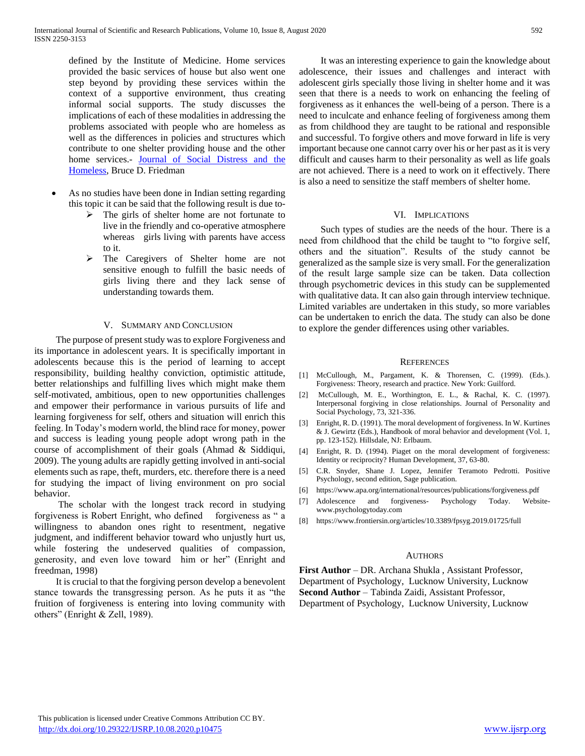defined by the Institute of Medicine. Home services provided the basic services of house but also went one step beyond by providing these services within the context of a supportive environment, thus creating informal social supports. The study discusses the implications of each of these modalities in addressing the problems associated with people who are homeless as well as the differences in policies and structures which contribute to one shelter providing house and the other home services.- Journal of Social Distress and the Homeless, Bruce D. Friedman

- As no studies have been done in Indian setting regarding this topic it can be said that the following result is due to-
  - The girls of shelter home are not fortunate to live in the friendly and co-operative atmosphere whereas girls living with parents have access to it.
  - The Caregivers of Shelter home are not sensitive enough to fulfill the basic needs of girls living there and they lack sense of understanding towards them.

## V. Summary and Conclusion

The purpose of present study was to explore Forgiveness and its importance in adolescent years. It is specifically important in adolescents because this is the period of learning to accept responsibility, building healthy conviction, optimistic attitude, better relationships and fulfilling lives which might make them self-motivated, ambitious, open to new opportunities challenges and empower their performance in various pursuits of life and learning forgiveness for self, others and situation will enrich this feeling. In Today's modern world, the blind race for money, power and success is leading young people adopt wrong path in the course of accomplishment of their goals (Ahmad & Siddiqui, 2009). The young adults are rapidly getting involved in anti-social elements such as rape, theft, murders, etc. therefore there is a need for studying the impact of living environment on pro social behavior.

The scholar with the longest track record in studying forgiveness is Robert Enright, who defined forgiveness as " a willingness to abandon ones right to resentment, negative judgment, and indifferent behavior toward who unjustly hurt us, while fostering the undeserved qualities of compassion, generosity, and even love toward him or her" (Enright and freedman, 1998)

It is crucial to that the forgiving person develop a benevolent stance towards the transgressing person. As he puts it as "the fruition of forgiveness is entering into loving community with others" (Enright & Zell, 1989).

It was an interesting experience to gain the knowledge about adolescence, their issues and challenges and interact with adolescent girls specially those living in shelter home and it was seen that there is a needs to work on enhancing the feeling of forgiveness as it enhances the well-being of a person. There is a need to inculcate and enhance feeling of forgiveness among them as from childhood they are taught to be rational and responsible and successful. To forgive others and move forward in life is very important because one cannot carry over his or her past as it is very difficult and causes harm to their personality as well as life goals are not achieved. There is a need to work on it effectively. There is also a need to sensitize the staff members of shelter home.

## VI. Implications

Such types of studies are the needs of the hour. There is a need from childhood that the child be taught to "to forgive self, others and the situation". Results of the study cannot be generalized as the sample size is very small. For the generalization of the result large sample size can be taken. Data collection through psychometric devices in this study can be supplemented with qualitative data. It can also gain through interview technique. Limited variables are undertaken in this study, so more variables can be undertaken to enrich the data. The study can also be done to explore the gender differences using other variables.

## References

[1] McCullough, M., Pargament, K. & Thorensen, C. (1999). (Eds.). Forgiveness: Theory, research and practice. New York: Guilford.

[2] McCullough, M. E., Worthington, E. L., & Rachal, K. C. (1997). Interpersonal forgiving in close relationships. Journal of Personality and Social Psychology, 73, 321-336.

[3] Enright, R. D. (1991). The moral development of forgiveness. In W. Kurtines & J. Gewirtz (Eds.), Handbook of moral behavior and development (Vol. 1, pp. 123-152). Hillsdale, NJ: Erlbaum.

[4] Enright, R. D. (1994). Piaget on the moral development of forgiveness: Identity or reciprocity? Human Development, 37, 63-80.

[5] C.R. Snyder, Shane J. Lopez, Jennifer Teramoto Pedrotti. Positive Psychology, second edition, Sage publication.

[6] https://www.apa.org/international/resources/publications/forgiveness.pdf

[7] Adolescence and forgiveness- Psychology Today. Website- www.psychologytoday.com

[8] https://www.frontiersin.org/articles/10.3389/fpsyg.2019.01725/full

## Authors

**First Author** – DR. Archana Shukla , Assistant Professor, Department of Psychology, Lucknow University, Lucknow

**Second Author** – Tabinda Zaidi, Assistant Professor, Department of Psychology, Lucknow University, Lucknow